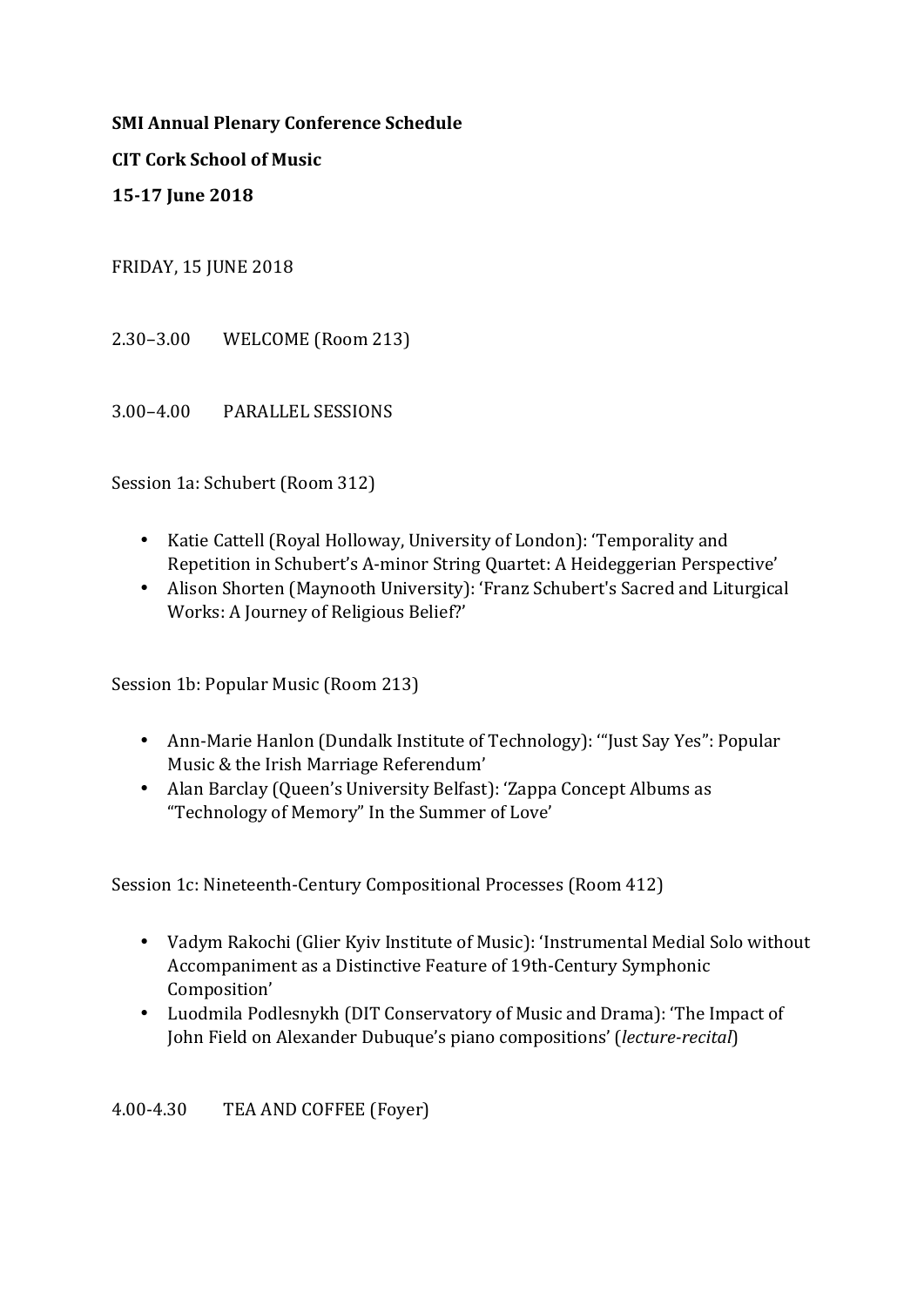**SMI Annual Plenary Conference Schedule**

**CIT Cork School of Music**

**15-17 June 2018**

FRIDAY, 15 JUNE 2018

2.30–3.00 WELCOME (Room 213)

3.00–4.00 PARALLEL SESSIONS

Session 1a: Schubert (Room 312)

- Katie Cattell (Royal Holloway, University of London): 'Temporality and Repetition in Schubert's A-minor String Quartet: A Heideggerian Perspective'
- Alison Shorten (Maynooth University): 'Franz Schubert's Sacred and Liturgical Works: A Journey of Religious Belief?'

Session 1b: Popular Music (Room 213)

- Ann-Marie Hanlon (Dundalk Institute of Technology): '"Just Say Yes": Popular Music & the Irish Marriage Referendum'
- Alan Barclay (Queen's University Belfast): 'Zappa Concept Albums as "Technology of Memory" In the Summer of Love'

Session 1c: Nineteenth-Century Compositional Processes (Room 412)

- Vadym Rakochi (Glier Kyiv Institute of Music): 'Instrumental Medial Solo without Accompaniment as a Distinctive Feature of 19th-Century Symphonic Composition'
- Luodmila Podlesnykh (DIT Conservatory of Music and Drama): 'The Impact of John Field on Alexander Dubuque's piano compositions' (*lecture-recital*)

4.00-4.30 TEA AND COFFEE (Foyer)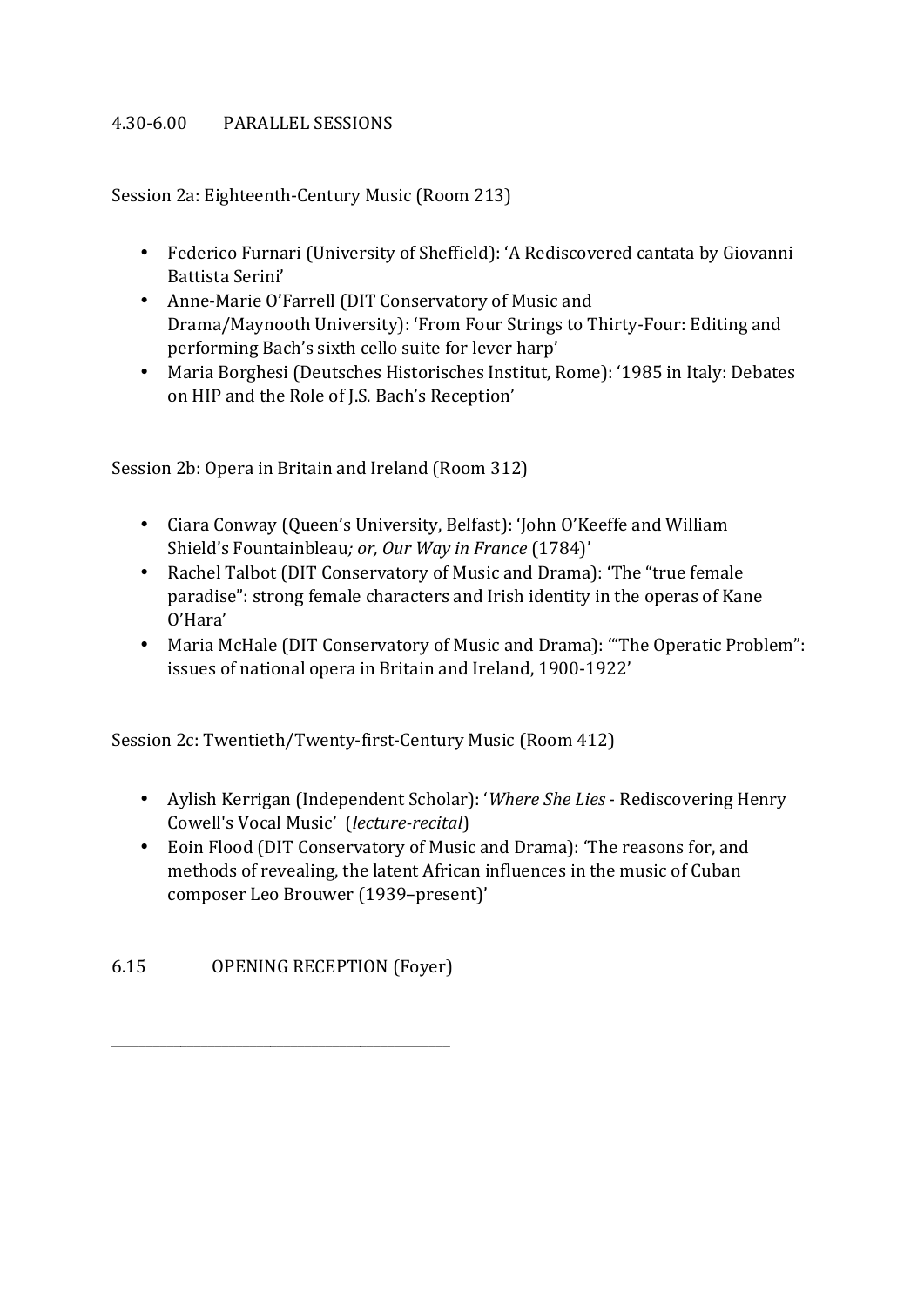4.30-6.00 PARALLEL SESSIONS

Session 2a: Eighteenth-Century Music (Room 213)

- Federico Furnari (University of Sheffield): 'A Rediscovered cantata by Giovanni Battista Serini'
- Anne-Marie O'Farrell (DIT Conservatory of Music and Drama/Maynooth University): 'From Four Strings to Thirty-Four: Editing and performing Bach's sixth cello suite for lever harp'
- Maria Borghesi (Deutsches Historisches Institut, Rome): '1985 in Italy: Debates on HIP and the Role of J.S. Bach's Reception'

Session 2b: Opera in Britain and Ireland (Room 312)

- Ciara Conway (Queen's University, Belfast): 'John O'Keeffe and William Shield's Fountainbleau*; or, Our Way in France* (1784)'
- Rachel Talbot (DIT Conservatory of Music and Drama): 'The "true female paradise": strong female characters and Irish identity in the operas of Kane O'Hara'
- Maria McHale (DIT Conservatory of Music and Drama): '"The Operatic Problem": issues of national opera in Britain and Ireland, 1900-1922'

Session 2c: Twentieth/Twenty-first-Century Music (Room 412)

- Aylish Kerrigan (Independent Scholar): '*Where She Lies* - Rediscovering Henry Cowell's Vocal Music' (*lecture-recital*)
- Eoin Flood (DIT Conservatory of Music and Drama): 'The reasons for, and methods of revealing, the latent African influences in the music of Cuban composer Leo Brouwer (1939–present)'

6.15 OPENING RECEPTION (Foyer)

---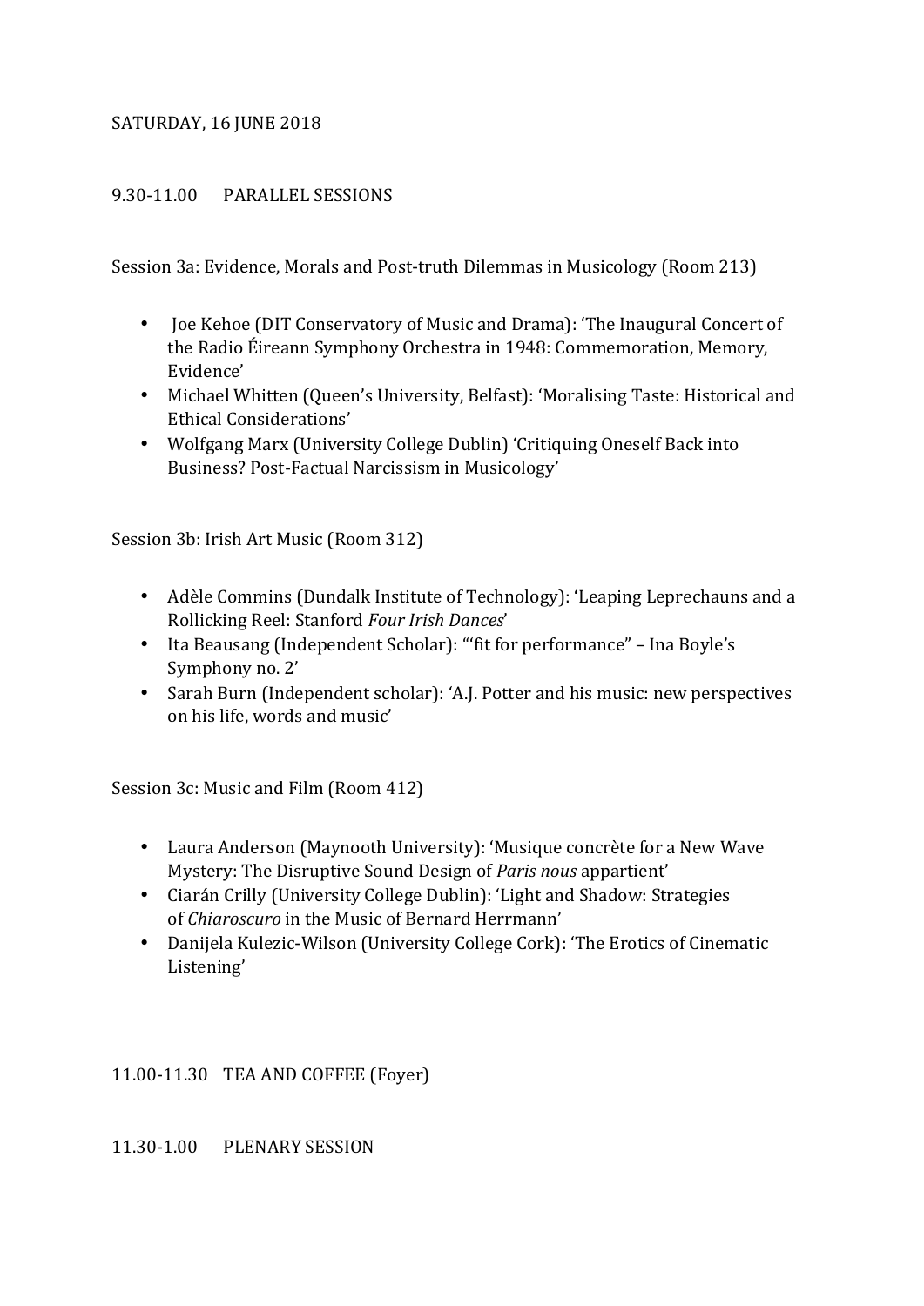SATURDAY, 16 JUNE 2018

9.30-11.00 PARALLEL SESSIONS

Session 3a: Evidence, Morals and Post-truth Dilemmas in Musicology (Room 213)

- Joe Kehoe (DIT Conservatory of Music and Drama): 'The Inaugural Concert of the Radio Éireann Symphony Orchestra in 1948: Commemoration, Memory, Evidence'
- Michael Whitten (Queen's University, Belfast): 'Moralising Taste: Historical and Ethical Considerations'
- Wolfgang Marx (University College Dublin) 'Critiquing Oneself Back into Business? Post-Factual Narcissism in Musicology'

Session 3b: Irish Art Music (Room 312)

- Adèle Commins (Dundalk Institute of Technology): 'Leaping Leprechauns and a Rollicking Reel: Stanford *Four Irish Dances*'
- Ita Beausang (Independent Scholar): '"fit for performance" – Ina Boyle's Symphony no. 2'
- Sarah Burn (Independent scholar): 'A.J. Potter and his music: new perspectives on his life, words and music'

Session 3c: Music and Film (Room 412)

- Laura Anderson (Maynooth University): 'Musique concrète for a New Wave Mystery: The Disruptive Sound Design of *Paris nous* appartient'
- Ciarán Crilly (University College Dublin): 'Light and Shadow: Strategies of *Chiaroscuro* in the Music of Bernard Herrmann'
- Danijela Kulezic-Wilson (University College Cork): 'The Erotics of Cinematic Listening'

11.00-11.30 TEA AND COFFEE (Foyer)

11.30-1.00 PLENARY SESSION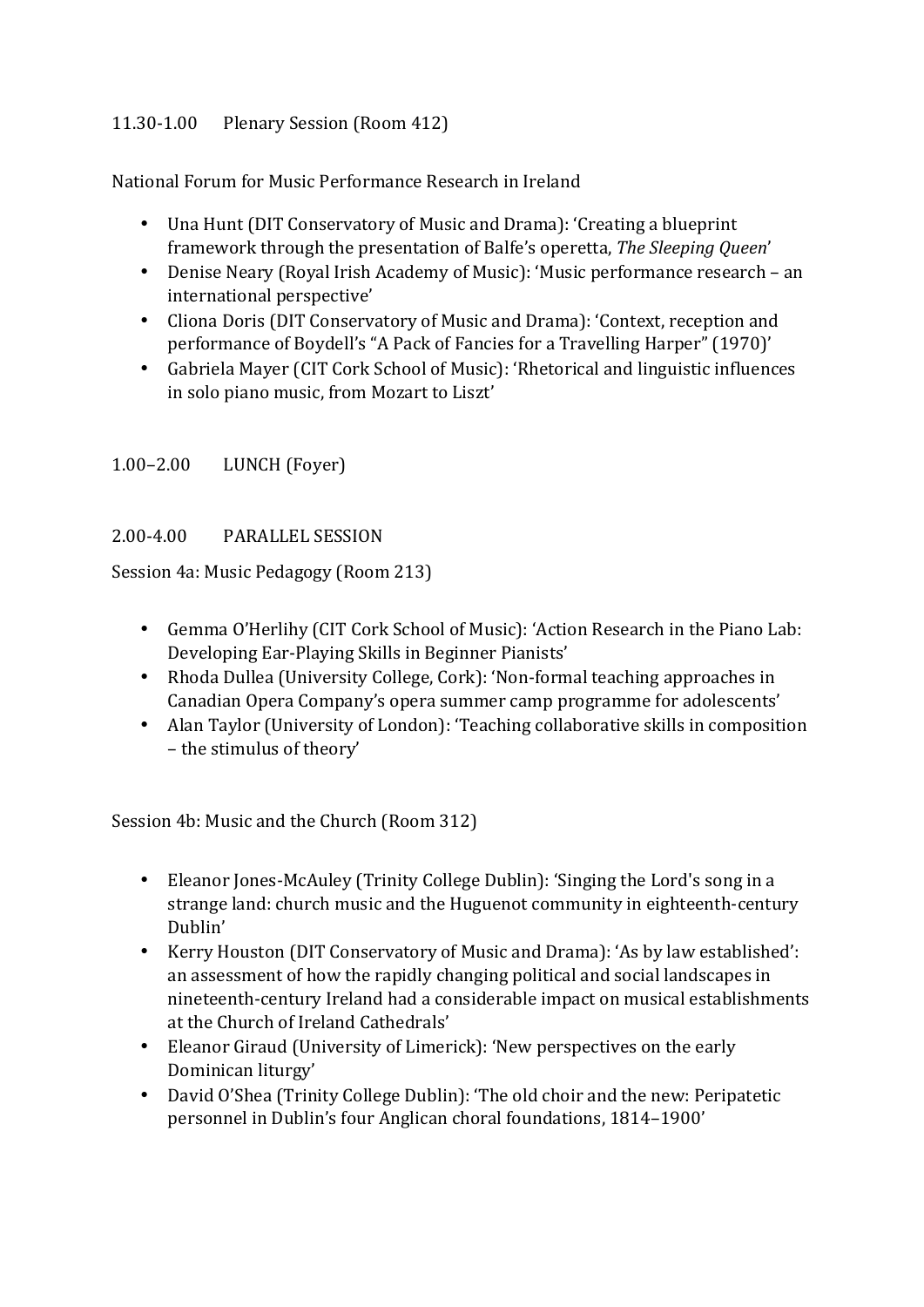11.30-1.00 Plenary Session (Room 412)

National Forum for Music Performance Research in Ireland

- Una Hunt (DIT Conservatory of Music and Drama): 'Creating a blueprint framework through the presentation of Balfe's operetta, *The Sleeping Queen*'
- Denise Neary (Royal Irish Academy of Music): 'Music performance research – an international perspective'
- Cliona Doris (DIT Conservatory of Music and Drama): 'Context, reception and performance of Boydell's "A Pack of Fancies for a Travelling Harper" (1970)'
- Gabriela Mayer (CIT Cork School of Music): 'Rhetorical and linguistic influences in solo piano music, from Mozart to Liszt'

1.00–2.00 LUNCH (Foyer)

2.00-4.00 PARALLEL SESSION

Session 4a: Music Pedagogy (Room 213)

- Gemma O'Herlihy (CIT Cork School of Music): 'Action Research in the Piano Lab: Developing Ear-Playing Skills in Beginner Pianists'
- Rhoda Dullea (University College, Cork): 'Non-formal teaching approaches in Canadian Opera Company's opera summer camp programme for adolescents'
- Alan Taylor (University of London): 'Teaching collaborative skills in composition – the stimulus of theory'

Session 4b: Music and the Church (Room 312)

- Eleanor Jones-McAuley (Trinity College Dublin): 'Singing the Lord's song in a strange land: church music and the Huguenot community in eighteenth-century Dublin'
- Kerry Houston (DIT Conservatory of Music and Drama): 'As by law established': an assessment of how the rapidly changing political and social landscapes in nineteenth-century Ireland had a considerable impact on musical establishments at the Church of Ireland Cathedrals'
- Eleanor Giraud (University of Limerick): 'New perspectives on the early Dominican liturgy'
- David O'Shea (Trinity College Dublin): 'The old choir and the new: Peripatetic personnel in Dublin's four Anglican choral foundations, 1814–1900'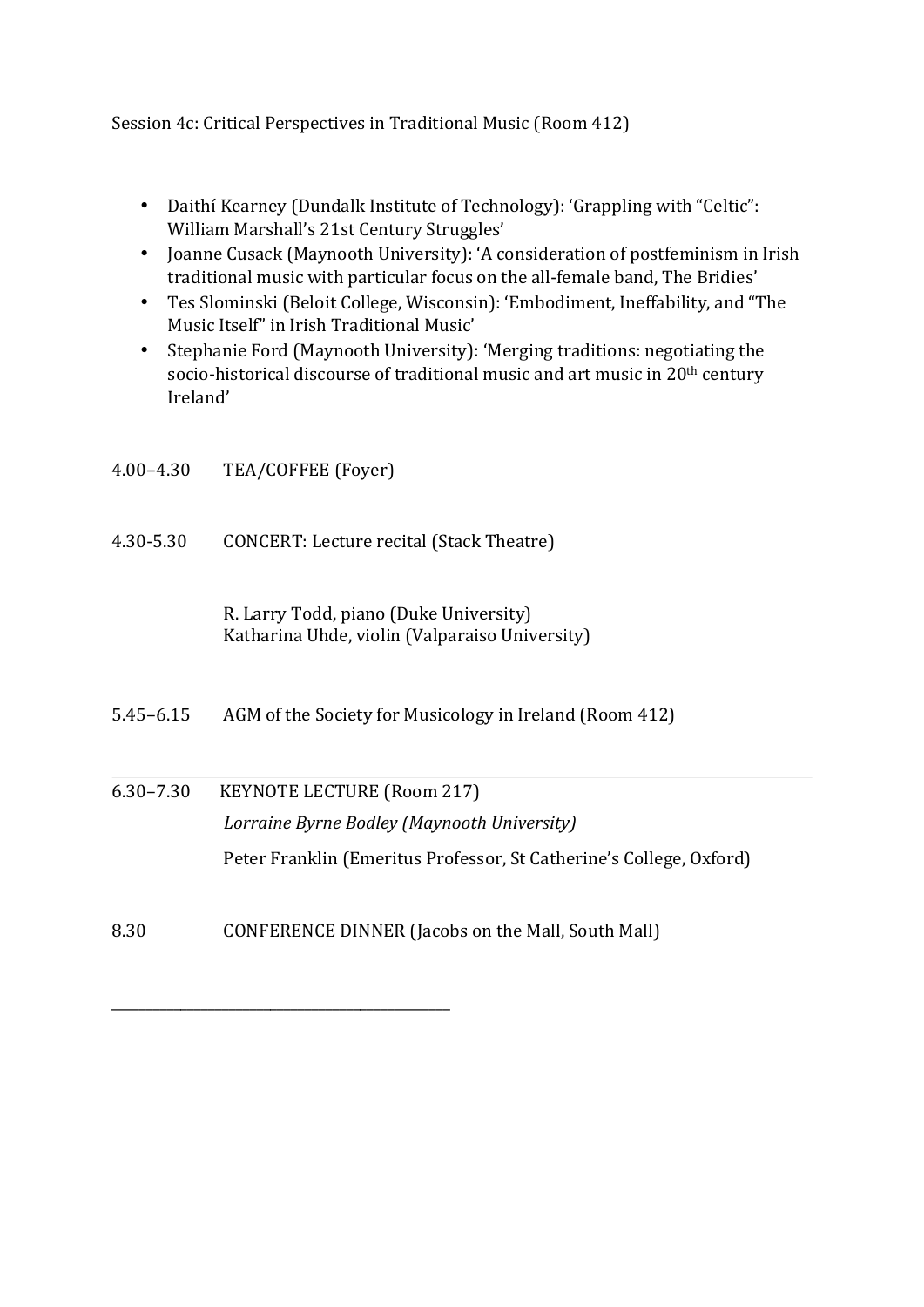Session 4c: Critical Perspectives in Traditional Music (Room 412)

- Daithí Kearney (Dundalk Institute of Technology): 'Grappling with "Celtic": William Marshall's 21st Century Struggles'
- Joanne Cusack (Maynooth University): 'A consideration of postfeminism in Irish traditional music with particular focus on the all-female band, The Bridies'
- Tes Slominski (Beloit College, Wisconsin): 'Embodiment, Ineffability, and "The Music Itself" in Irish Traditional Music'
- Stephanie Ford (Maynooth University): 'Merging traditions: negotiating the socio-historical discourse of traditional music and art music in 20th century Ireland'

4.00–4.30 TEA/COFFEE (Foyer)

4.30-5.30 CONCERT: Lecture recital (Stack Theatre)

R. Larry Todd, piano (Duke University)
Katharina Uhde, violin (Valparaiso University)

5.45–6.15 AGM of the Society for Musicology in Ireland (Room 412)

---

6.30–7.30 KEYNOTE LECTURE (Room 217)

*Lorraine Byrne Bodley (Maynooth University)*

Peter Franklin (Emeritus Professor, St Catherine's College, Oxford)

8.30 CONFERENCE DINNER (Jacobs on the Mall, South Mall)

---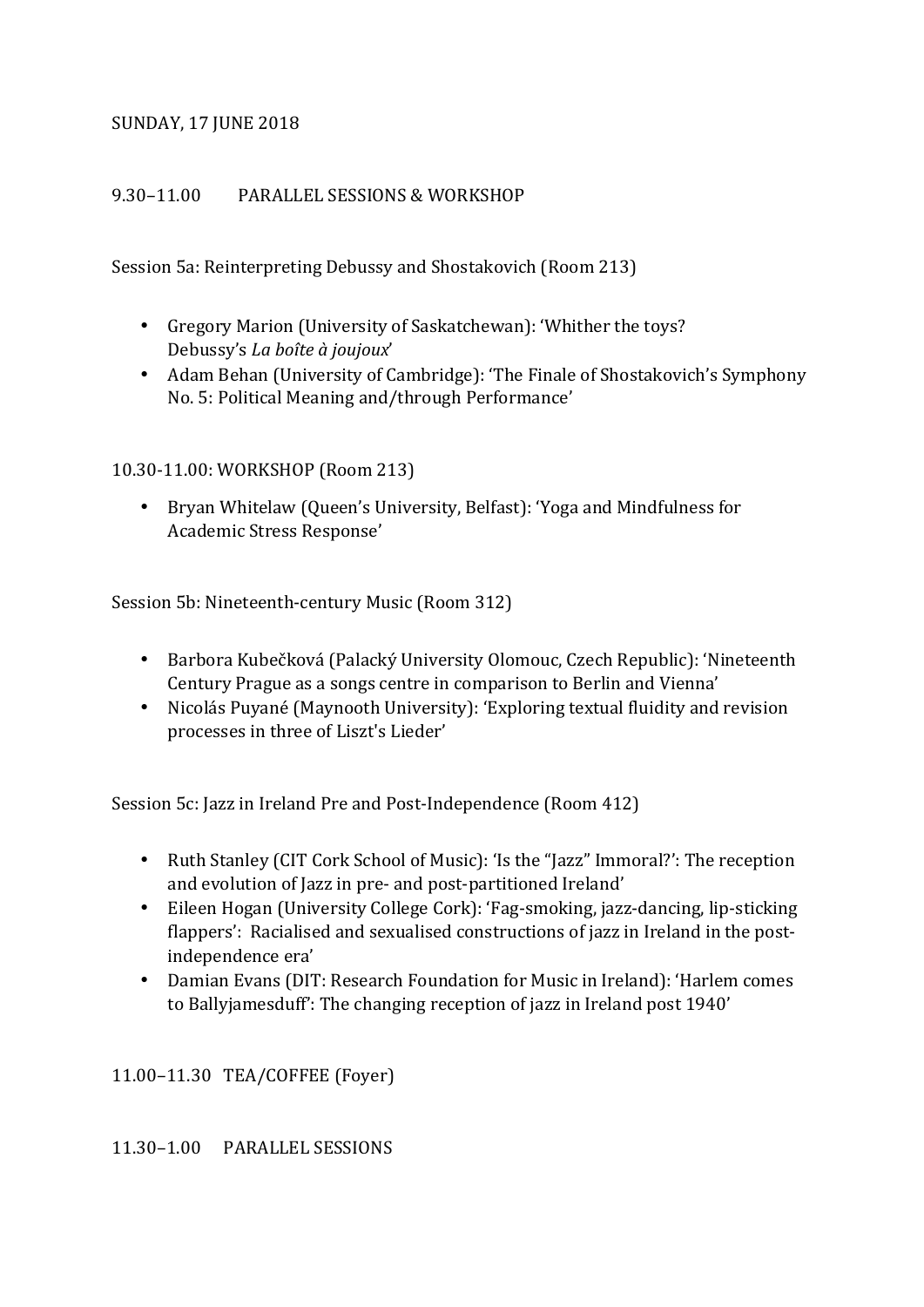SUNDAY, 17 JUNE 2018

9.30–11.00 PARALLEL SESSIONS & WORKSHOP

Session 5a: Reinterpreting Debussy and Shostakovich (Room 213)

- Gregory Marion (University of Saskatchewan): 'Whither the toys? Debussy's *La boîte à joujoux*'
- Adam Behan (University of Cambridge): 'The Finale of Shostakovich's Symphony No. 5: Political Meaning and/through Performance'

10.30-11.00: WORKSHOP (Room 213)

- Bryan Whitelaw (Queen's University, Belfast): 'Yoga and Mindfulness for Academic Stress Response'

Session 5b: Nineteenth-century Music (Room 312)

- Barbora Kubečková (Palacký University Olomouc, Czech Republic): 'Nineteenth Century Prague as a songs centre in comparison to Berlin and Vienna'
- Nicolás Puyané (Maynooth University): 'Exploring textual fluidity and revision processes in three of Liszt's Lieder'

Session 5c: Jazz in Ireland Pre and Post-Independence (Room 412)

- Ruth Stanley (CIT Cork School of Music): 'Is the "Jazz" Immoral?': The reception and evolution of Jazz in pre- and post-partitioned Ireland'
- Eileen Hogan (University College Cork): 'Fag-smoking, jazz-dancing, lip-sticking flappers': Racialised and sexualised constructions of jazz in Ireland in the post-independence era'
- Damian Evans (DIT: Research Foundation for Music in Ireland): 'Harlem comes to Ballyjamesduff': The changing reception of jazz in Ireland post 1940'

11.00–11.30 TEA/COFFEE (Foyer)

11.30–1.00 PARALLEL SESSIONS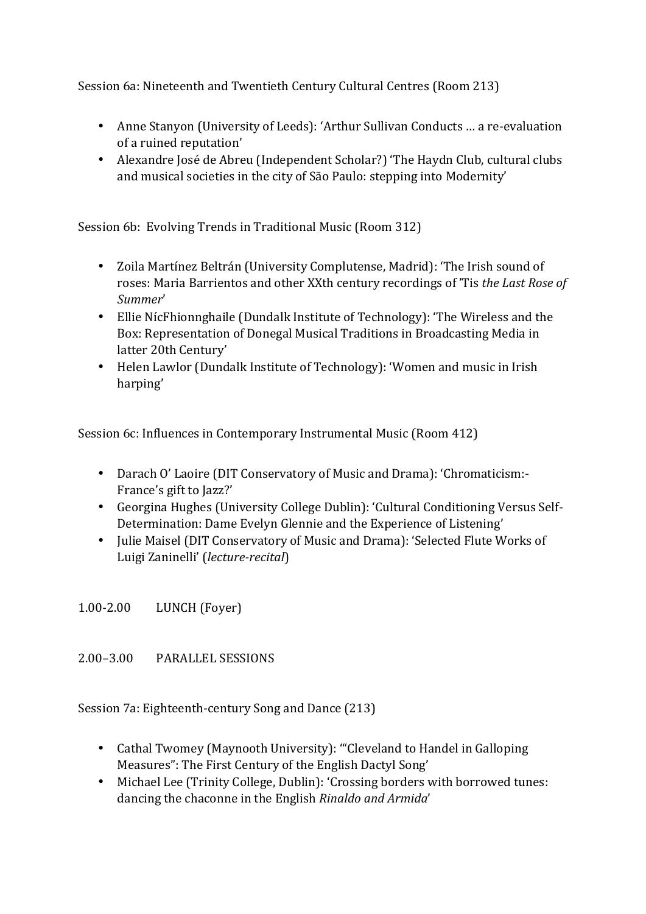Session 6a: Nineteenth and Twentieth Century Cultural Centres (Room 213)

- Anne Stanyon (University of Leeds): 'Arthur Sullivan Conducts … a re-evaluation of a ruined reputation'
- Alexandre José de Abreu (Independent Scholar?) 'The Haydn Club, cultural clubs and musical societies in the city of São Paulo: stepping into Modernity'

Session 6b: Evolving Trends in Traditional Music (Room 312)

- Zoila Martínez Beltrán (University Complutense, Madrid): 'The Irish sound of roses: Maria Barrientos and other XXth century recordings of 'Tis *the Last Rose of Summer*'
- Ellie NícFhionnghaile (Dundalk Institute of Technology): 'The Wireless and the Box: Representation of Donegal Musical Traditions in Broadcasting Media in latter 20th Century'
- Helen Lawlor (Dundalk Institute of Technology): 'Women and music in Irish harping'

Session 6c: Influences in Contemporary Instrumental Music (Room 412)

- Darach O' Laoire (DIT Conservatory of Music and Drama): 'Chromaticism:- France's gift to Jazz?'
- Georgina Hughes (University College Dublin): 'Cultural Conditioning Versus Self-Determination: Dame Evelyn Glennie and the Experience of Listening'
- Julie Maisel (DIT Conservatory of Music and Drama): 'Selected Flute Works of Luigi Zaninelli' (*lecture-recital*)

1.00-2.00 LUNCH (Foyer)

2.00–3.00 PARALLEL SESSIONS

Session 7a: Eighteenth-century Song and Dance (213)

- Cathal Twomey (Maynooth University): '"Cleveland to Handel in Galloping Measures": The First Century of the English Dactyl Song'
- Michael Lee (Trinity College, Dublin): 'Crossing borders with borrowed tunes: dancing the chaconne in the English *Rinaldo and Armida*'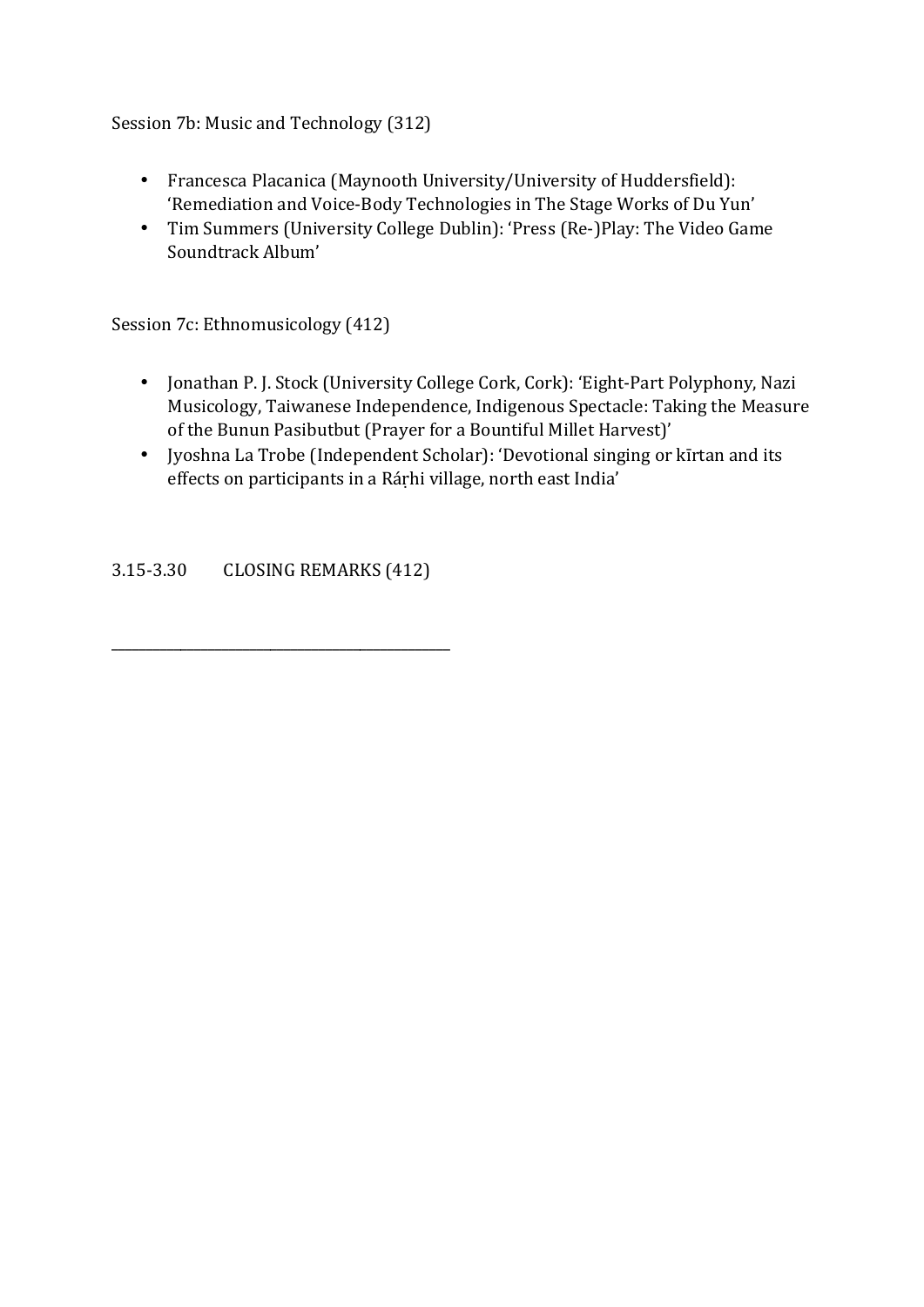Session 7b: Music and Technology (312)

- Francesca Placanica (Maynooth University/University of Huddersfield): 'Remediation and Voice-Body Technologies in The Stage Works of Du Yun'
- Tim Summers (University College Dublin): 'Press (Re-)Play: The Video Game Soundtrack Album'

Session 7c: Ethnomusicology (412)

- Jonathan P. J. Stock (University College Cork, Cork): 'Eight-Part Polyphony, Nazi Musicology, Taiwanese Independence, Indigenous Spectacle: Taking the Measure of the Bunun Pasibutbut (Prayer for a Bountiful Millet Harvest)'
- Jyoshna La Trobe (Independent Scholar): 'Devotional singing or kīrtan and its effects on participants in a Ráṛhi village, north east India'

3.15-3.30 CLOSING REMARKS (412)

---